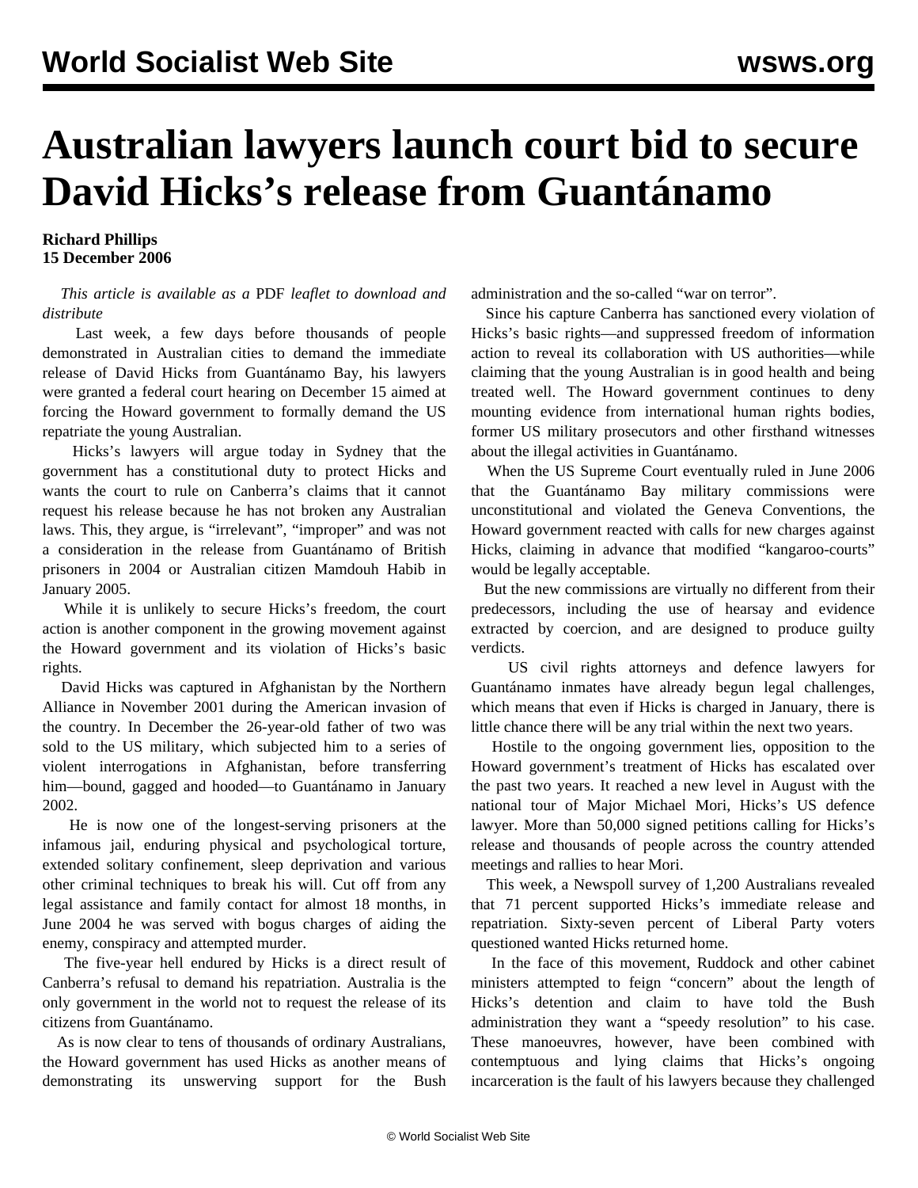# Australian lawyers launch court bid to secure David Hicks's release from Guantánamo

**Richard Phillips**
**15 December 2006**

*This article is available as a* PDF *leaflet to download and distribute*

Last week, a few days before thousands of people demonstrated in Australian cities to demand the immediate release of David Hicks from Guantánamo Bay, his lawyers were granted a federal court hearing on December 15 aimed at forcing the Howard government to formally demand the US repatriate the young Australian.

Hicks's lawyers will argue today in Sydney that the government has a constitutional duty to protect Hicks and wants the court to rule on Canberra's claims that it cannot request his release because he has not broken any Australian laws. This, they argue, is "irrelevant", "improper" and was not a consideration in the release from Guantánamo of British prisoners in 2004 or Australian citizen Mamdouh Habib in January 2005.

While it is unlikely to secure Hicks's freedom, the court action is another component in the growing movement against the Howard government and its violation of Hicks's basic rights.

David Hicks was captured in Afghanistan by the Northern Alliance in November 2001 during the American invasion of the country. In December the 26-year-old father of two was sold to the US military, which subjected him to a series of violent interrogations in Afghanistan, before transferring him—bound, gagged and hooded—to Guantánamo in January 2002.

He is now one of the longest-serving prisoners at the infamous jail, enduring physical and psychological torture, extended solitary confinement, sleep deprivation and various other criminal techniques to break his will. Cut off from any legal assistance and family contact for almost 18 months, in June 2004 he was served with bogus charges of aiding the enemy, conspiracy and attempted murder.

The five-year hell endured by Hicks is a direct result of Canberra's refusal to demand his repatriation. Australia is the only government in the world not to request the release of its citizens from Guantánamo.

As is now clear to tens of thousands of ordinary Australians, the Howard government has used Hicks as another means of demonstrating its unswerving support for the Bush administration and the so-called "war on terror".

Since his capture Canberra has sanctioned every violation of Hicks's basic rights—and suppressed freedom of information action to reveal its collaboration with US authorities—while claiming that the young Australian is in good health and being treated well. The Howard government continues to deny mounting evidence from international human rights bodies, former US military prosecutors and other firsthand witnesses about the illegal activities in Guantánamo.

When the US Supreme Court eventually ruled in June 2006 that the Guantánamo Bay military commissions were unconstitutional and violated the Geneva Conventions, the Howard government reacted with calls for new charges against Hicks, claiming in advance that modified "kangaroo-courts" would be legally acceptable.

But the new commissions are virtually no different from their predecessors, including the use of hearsay and evidence extracted by coercion, and are designed to produce guilty verdicts.

US civil rights attorneys and defence lawyers for Guantánamo inmates have already begun legal challenges, which means that even if Hicks is charged in January, there is little chance there will be any trial within the next two years.

Hostile to the ongoing government lies, opposition to the Howard government's treatment of Hicks has escalated over the past two years. It reached a new level in August with the national tour of Major Michael Mori, Hicks's US defence lawyer. More than 50,000 signed petitions calling for Hicks's release and thousands of people across the country attended meetings and rallies to hear Mori.

This week, a Newspoll survey of 1,200 Australians revealed that 71 percent supported Hicks's immediate release and repatriation. Sixty-seven percent of Liberal Party voters questioned wanted Hicks returned home.

In the face of this movement, Ruddock and other cabinet ministers attempted to feign "concern" about the length of Hicks's detention and claim to have told the Bush administration they want a "speedy resolution" to his case. These manoeuvres, however, have been combined with contemptuous and lying claims that Hicks's ongoing incarceration is the fault of his lawyers because they challenged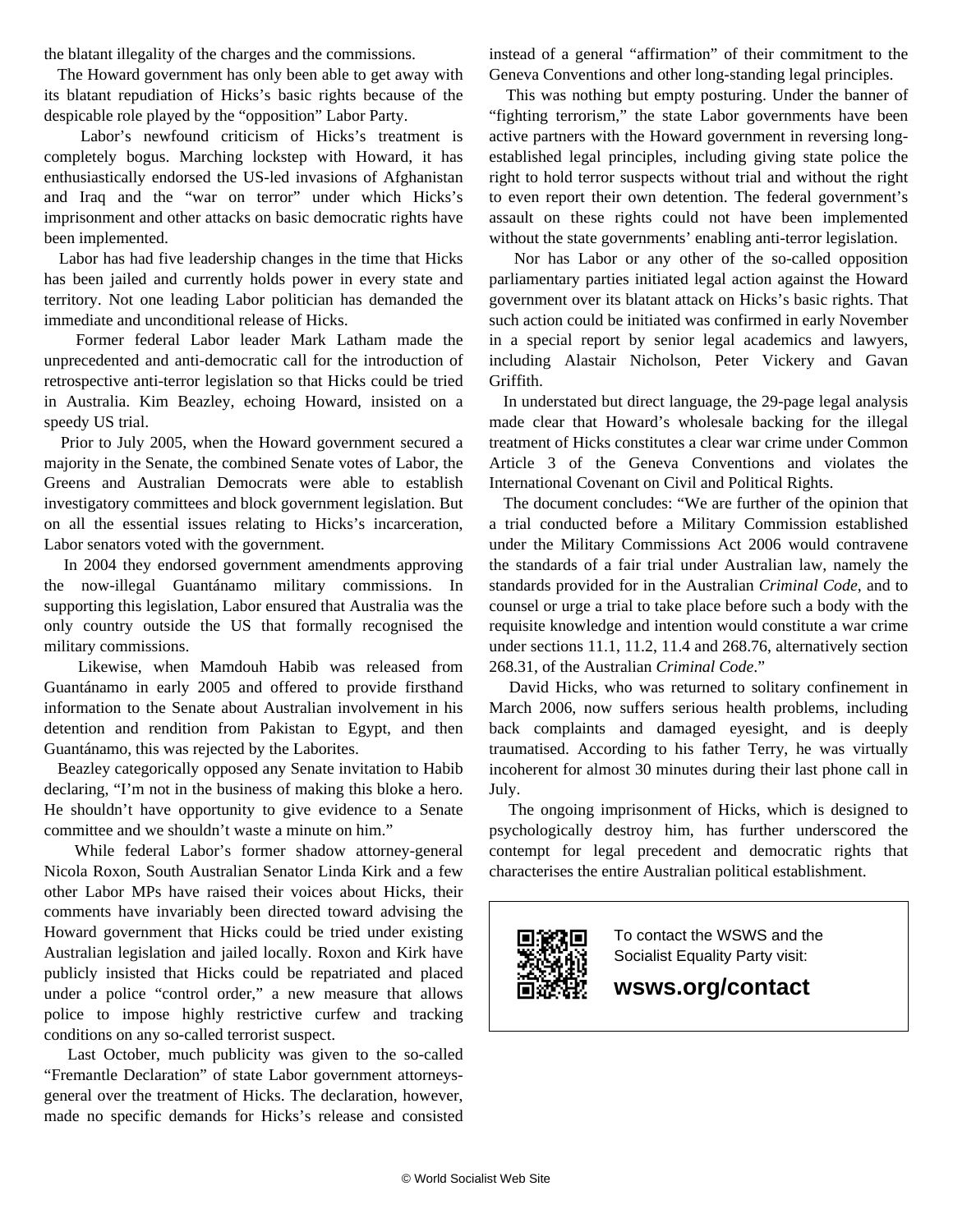the blatant illegality of the charges and the commissions.

The Howard government has only been able to get away with its blatant repudiation of Hicks's basic rights because of the despicable role played by the "opposition" Labor Party.

Labor's newfound criticism of Hicks's treatment is completely bogus. Marching lockstep with Howard, it has enthusiastically endorsed the US-led invasions of Afghanistan and Iraq and the "war on terror" under which Hicks's imprisonment and other attacks on basic democratic rights have been implemented.

Labor has had five leadership changes in the time that Hicks has been jailed and currently holds power in every state and territory. Not one leading Labor politician has demanded the immediate and unconditional release of Hicks.

Former federal Labor leader Mark Latham made the unprecedented and anti-democratic call for the introduction of retrospective anti-terror legislation so that Hicks could be tried in Australia. Kim Beazley, echoing Howard, insisted on a speedy US trial.

Prior to July 2005, when the Howard government secured a majority in the Senate, the combined Senate votes of Labor, the Greens and Australian Democrats were able to establish investigatory committees and block government legislation. But on all the essential issues relating to Hicks's incarceration, Labor senators voted with the government.

In 2004 they endorsed government amendments approving the now-illegal Guantánamo military commissions. In supporting this legislation, Labor ensured that Australia was the only country outside the US that formally recognised the military commissions.

Likewise, when Mamdouh Habib was released from Guantánamo in early 2005 and offered to provide firsthand information to the Senate about Australian involvement in his detention and rendition from Pakistan to Egypt, and then Guantánamo, this was rejected by the Laborites.

Beazley categorically opposed any Senate invitation to Habib declaring, "I'm not in the business of making this bloke a hero. He shouldn't have opportunity to give evidence to a Senate committee and we shouldn't waste a minute on him."

While federal Labor's former shadow attorney-general Nicola Roxon, South Australian Senator Linda Kirk and a few other Labor MPs have raised their voices about Hicks, their comments have invariably been directed toward advising the Howard government that Hicks could be tried under existing Australian legislation and jailed locally. Roxon and Kirk have publicly insisted that Hicks could be repatriated and placed under a police "control order," a new measure that allows police to impose highly restrictive curfew and tracking conditions on any so-called terrorist suspect.

Last October, much publicity was given to the so-called "Fremantle Declaration" of state Labor government attorneys-general over the treatment of Hicks. The declaration, however, made no specific demands for Hicks's release and consisted instead of a general "affirmation" of their commitment to the Geneva Conventions and other long-standing legal principles.

This was nothing but empty posturing. Under the banner of "fighting terrorism," the state Labor governments have been active partners with the Howard government in reversing long-established legal principles, including giving state police the right to hold terror suspects without trial and without the right to even report their own detention. The federal government's assault on these rights could not have been implemented without the state governments' enabling anti-terror legislation.

Nor has Labor or any other of the so-called opposition parliamentary parties initiated legal action against the Howard government over its blatant attack on Hicks's basic rights. That such action could be initiated was confirmed in early November in a special report by senior legal academics and lawyers, including Alastair Nicholson, Peter Vickery and Gavan Griffith.

In understated but direct language, the 29-page legal analysis made clear that Howard's wholesale backing for the illegal treatment of Hicks constitutes a clear war crime under Common Article 3 of the Geneva Conventions and violates the International Covenant on Civil and Political Rights.

The document concludes: "We are further of the opinion that a trial conducted before a Military Commission established under the Military Commissions Act 2006 would contravene the standards of a fair trial under Australian law, namely the standards provided for in the Australian *Criminal Code*, and to counsel or urge a trial to take place before such a body with the requisite knowledge and intention would constitute a war crime under sections 11.1, 11.2, 11.4 and 268.76, alternatively section 268.31, of the Australian *Criminal Code*."

David Hicks, who was returned to solitary confinement in March 2006, now suffers serious health problems, including back complaints and damaged eyesight, and is deeply traumatised. According to his father Terry, he was virtually incoherent for almost 30 minutes during their last phone call in July.

The ongoing imprisonment of Hicks, which is designed to psychologically destroy him, has further underscored the contempt for legal precedent and democratic rights that characterises the entire Australian political establishment.

To contact the WSWS and the Socialist Equality Party visit:

**wsws.org/contact**